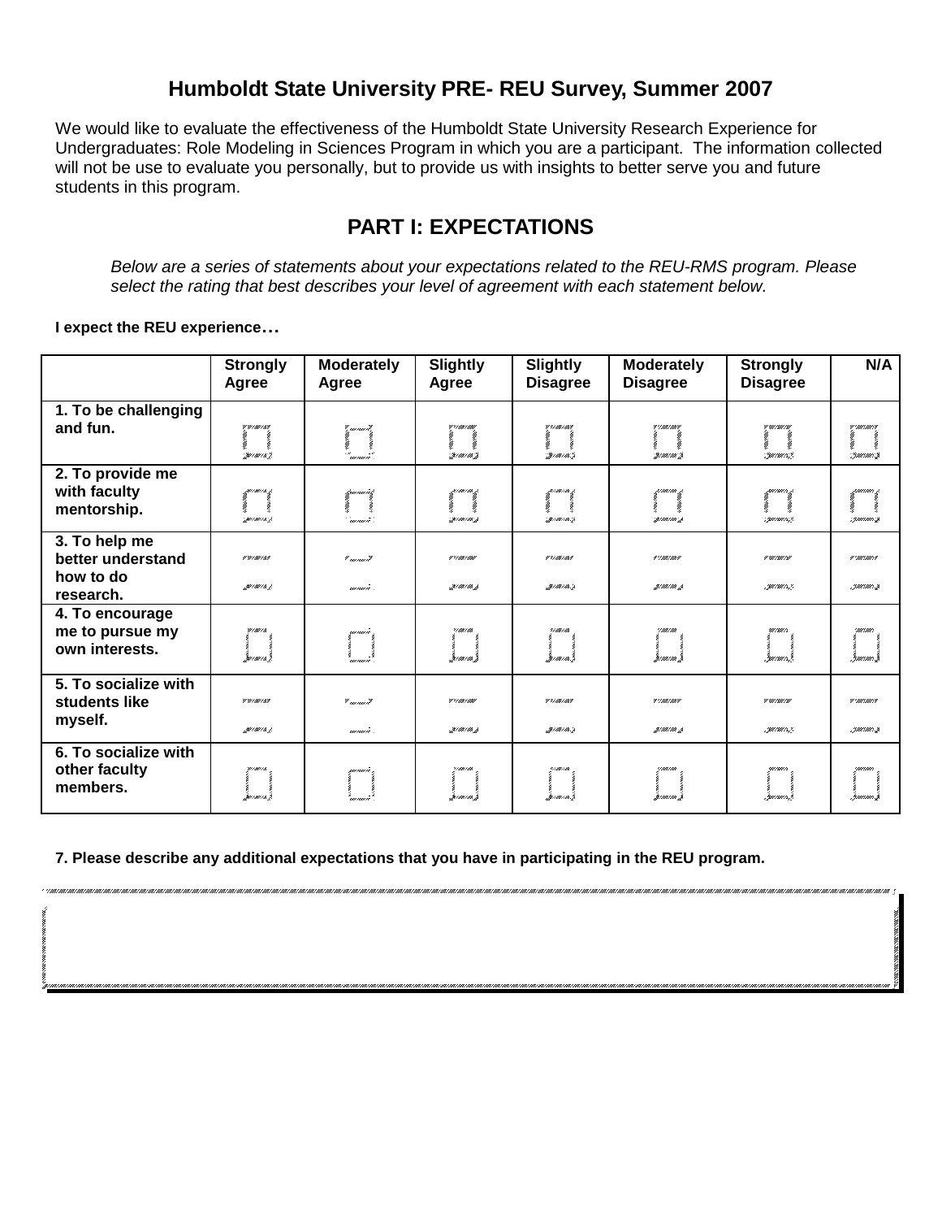# Humboldt State University PRE- REU Survey, Summer 2007

We would like to evaluate the effectiveness of the Humboldt State University Research Experience for Undergraduates: Role Modeling in Sciences Program in which you are a participant. The information collected will not be use to evaluate you personally, but to provide us with insights to better serve you and future students in this program.

## PART I: EXPECTATIONS

*Below are a series of statements about your expectations related to the REU-RMS program. Please select the rating that best describes your level of agreement with each statement below.*

**I expect the REU experience…**

| | Strongly Agree | Moderately Agree | Slightly Agree | Slightly Disagree | Moderately Disagree | Strongly Disagree | N/A |
|---|---|---|---|---|---|---|---|
| **1. To be challenging and fun.** | | | | | | | |
| **2. To provide me with faculty mentorship.** | | | | | | | |
| **3. To help me better understand how to do research.** | | | | | | | |
| **4. To encourage me to pursue my own interests.** | | | | | | | |
| **5. To socialize with students like myself.** | | | | | | | |
| **6. To socialize with other faculty members.** | | | | | | | |

**7. Please describe any additional expectations that you have in participating in the REU program.**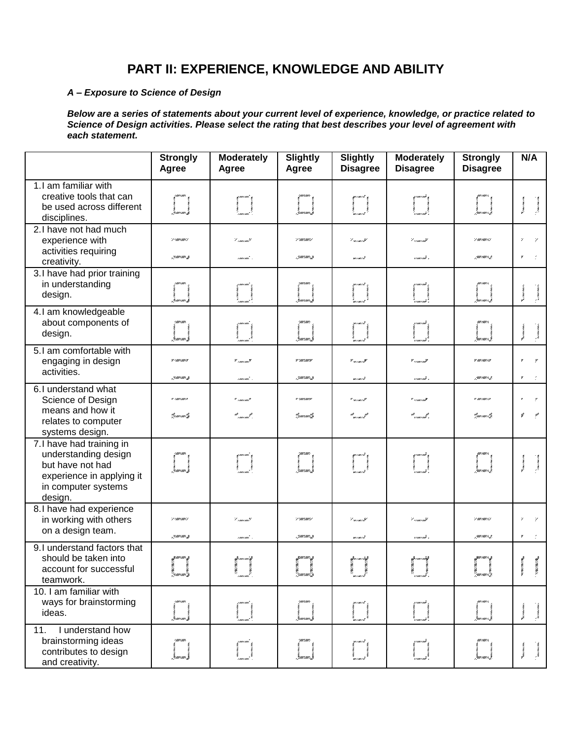# PART II: EXPERIENCE, KNOWLEDGE AND ABILITY

***A – Exposure to Science of Design***

***Below are a series of statements about your current level of experience, knowledge, or practice related to Science of Design activities. Please select the rating that best describes your level of agreement with each statement.***

| | Strongly Agree | Moderately Agree | Slightly Agree | Slightly Disagree | Moderately Disagree | Strongly Disagree | N/A |
|---|---|---|---|---|---|---|---|
| 1. I am familiar with creative tools that can be used across different disciplines. | ☐ | ☐ | ☐ | ☐ | ☐ | ☐ | ☐ |
| 2. I have not had much experience with activities requiring creativity. | ☐ | ☐ | ☐ | ☐ | ☐ | ☐ | ☐ |
| 3. I have had prior training in understanding design. | ☐ | ☐ | ☐ | ☐ | ☐ | ☐ | ☐ |
| 4. I am knowledgeable about components of design. | ☐ | ☐ | ☐ | ☐ | ☐ | ☐ | ☐ |
| 5. I am comfortable with engaging in design activities. | ☐ | ☐ | ☐ | ☐ | ☐ | ☐ | ☐ |
| 6. I understand what Science of Design means and how it relates to computer systems design. | ☐ | ☐ | ☐ | ☐ | ☐ | ☐ | ☐ |
| 7. I have had training in understanding design but have not had experience in applying it in computer systems design. | ☐ | ☐ | ☐ | ☐ | ☐ | ☐ | ☐ |
| 8. I have had experience in working with others on a design team. | ☐ | ☐ | ☐ | ☐ | ☐ | ☐ | ☐ |
| 9. I understand factors that should be taken into account for successful teamwork. | ☐ | ☐ | ☐ | ☐ | ☐ | ☐ | ☐ |
| 10. I am familiar with ways for brainstorming ideas. | ☐ | ☐ | ☐ | ☐ | ☐ | ☐ | ☐ |
| 11. I understand how brainstorming ideas contributes to design and creativity. | ☐ | ☐ | ☐ | ☐ | ☐ | ☐ | ☐ |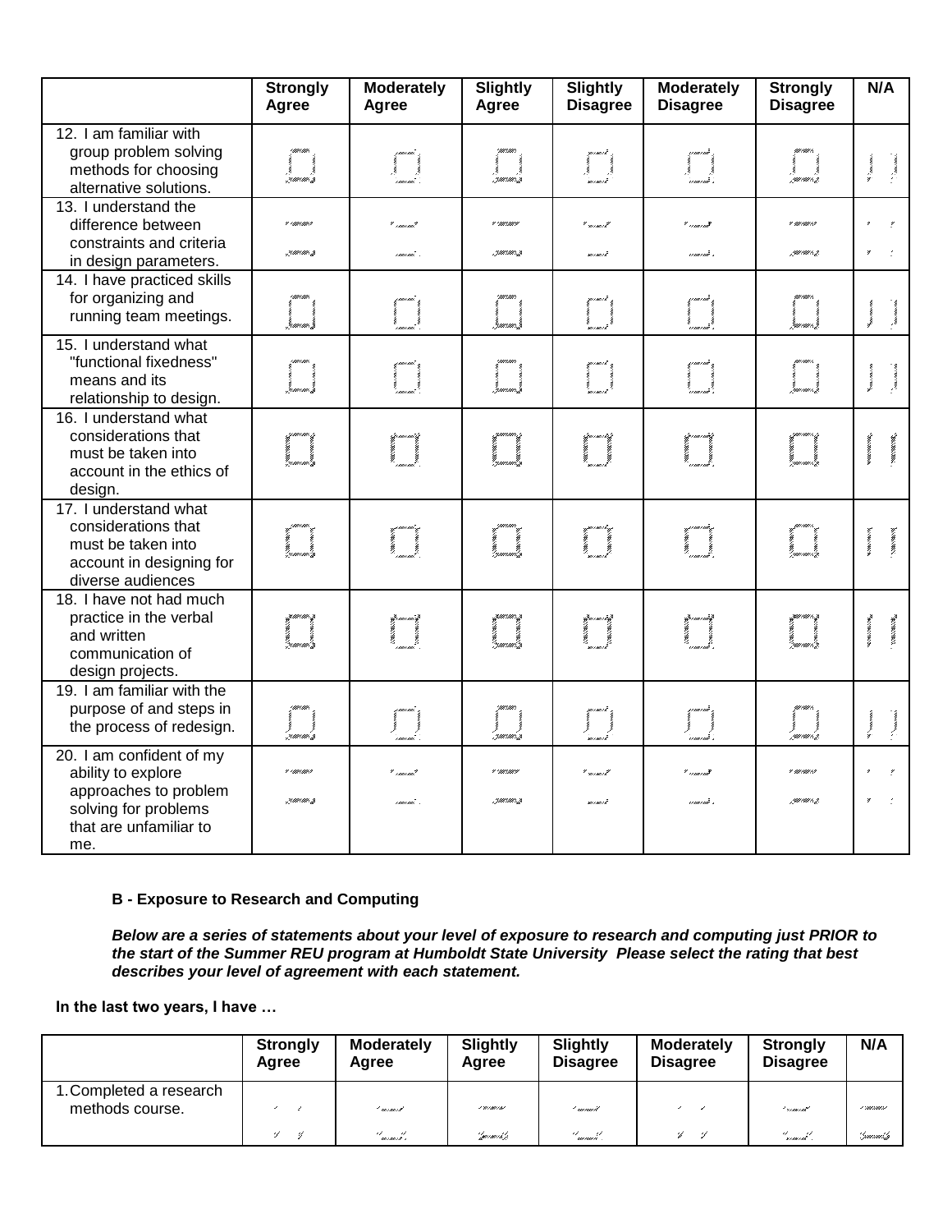| | Strongly Agree | Moderately Agree | Slightly Agree | Slightly Disagree | Moderately Disagree | Strongly Disagree | N/A |
|---|---|---|---|---|---|---|---|
| 12. I am familiar with group problem solving methods for choosing alternative solutions. | | | | | | | |
| 13. I understand the difference between constraints and criteria in design parameters. | | | | | | | |
| 14. I have practiced skills for organizing and running team meetings. | | | | | | | |
| 15. I understand what "functional fixedness" means and its relationship to design. | | | | | | | |
| 16. I understand what considerations that must be taken into account in the ethics of design. | | | | | | | |
| 17. I understand what considerations that must be taken into account in designing for diverse audiences | | | | | | | |
| 18. I have not had much practice in the verbal and written communication of design projects. | | | | | | | |
| 19. I am familiar with the purpose of and steps in the process of redesign. | | | | | | | |
| 20. I am confident of my ability to explore approaches to problem solving for problems that are unfamiliar to me. | | | | | | | |

**B - Exposure to Research and Computing**

***Below are a series of statements about your level of exposure to research and computing just PRIOR to the start of the Summer REU program at Humboldt State University Please select the rating that best describes your level of agreement with each statement.***

**In the last two years, I have …**

| | Strongly Agree | Moderately Agree | Slightly Agree | Slightly Disagree | Moderately Disagree | Strongly Disagree | N/A |
|---|---|---|---|---|---|---|---|
| 1. Completed a research methods course. | | | | | | | |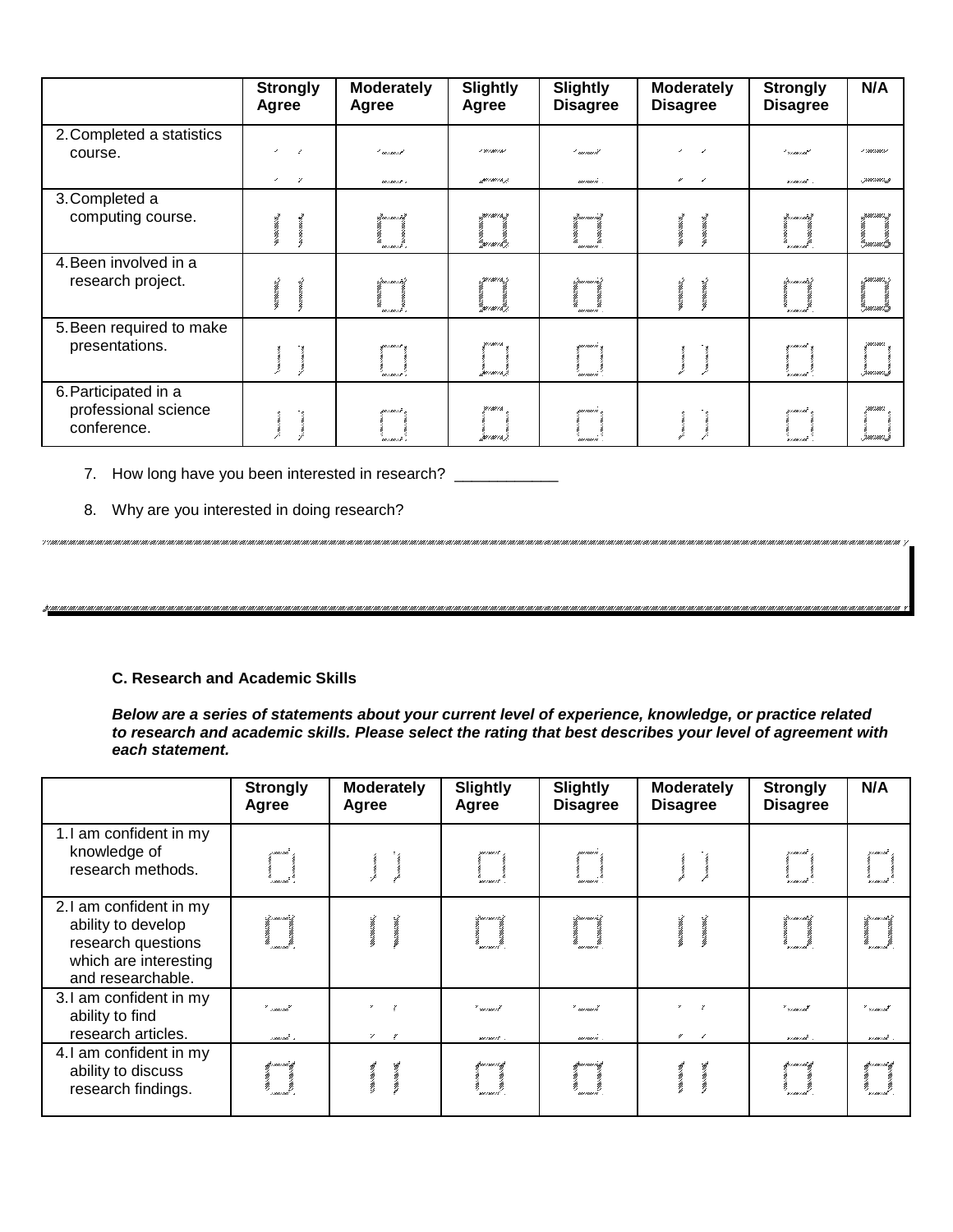| | Strongly Agree | Moderately Agree | Slightly Agree | Slightly Disagree | Moderately Disagree | Strongly Disagree | N/A |
|---|---|---|---|---|---|---|---|
| 2. Completed a statistics course. | | | | | | | |
| 3. Completed a computing course. | | | | | | | |
| 4. Been involved in a research project. | | | | | | | |
| 5. Been required to make presentations. | | | | | | | |
| 6. Participated in a professional science conference. | | | | | | | |

7. How long have you been interested in research? ____________

8. Why are you interested in doing research?

**C. Research and Academic Skills**

***Below are a series of statements about your current level of experience, knowledge, or practice related to research and academic skills. Please select the rating that best describes your level of agreement with each statement.***

| | Strongly Agree | Moderately Agree | Slightly Agree | Slightly Disagree | Moderately Disagree | Strongly Disagree | N/A |
|---|---|---|---|---|---|---|---|
| 1. I am confident in my knowledge of research methods. | | | | | | | |
| 2. I am confident in my ability to develop research questions which are interesting and researchable. | | | | | | | |
| 3. I am confident in my ability to find research articles. | | | | | | | |
| 4. I am confident in my ability to discuss research findings. | | | | | | | |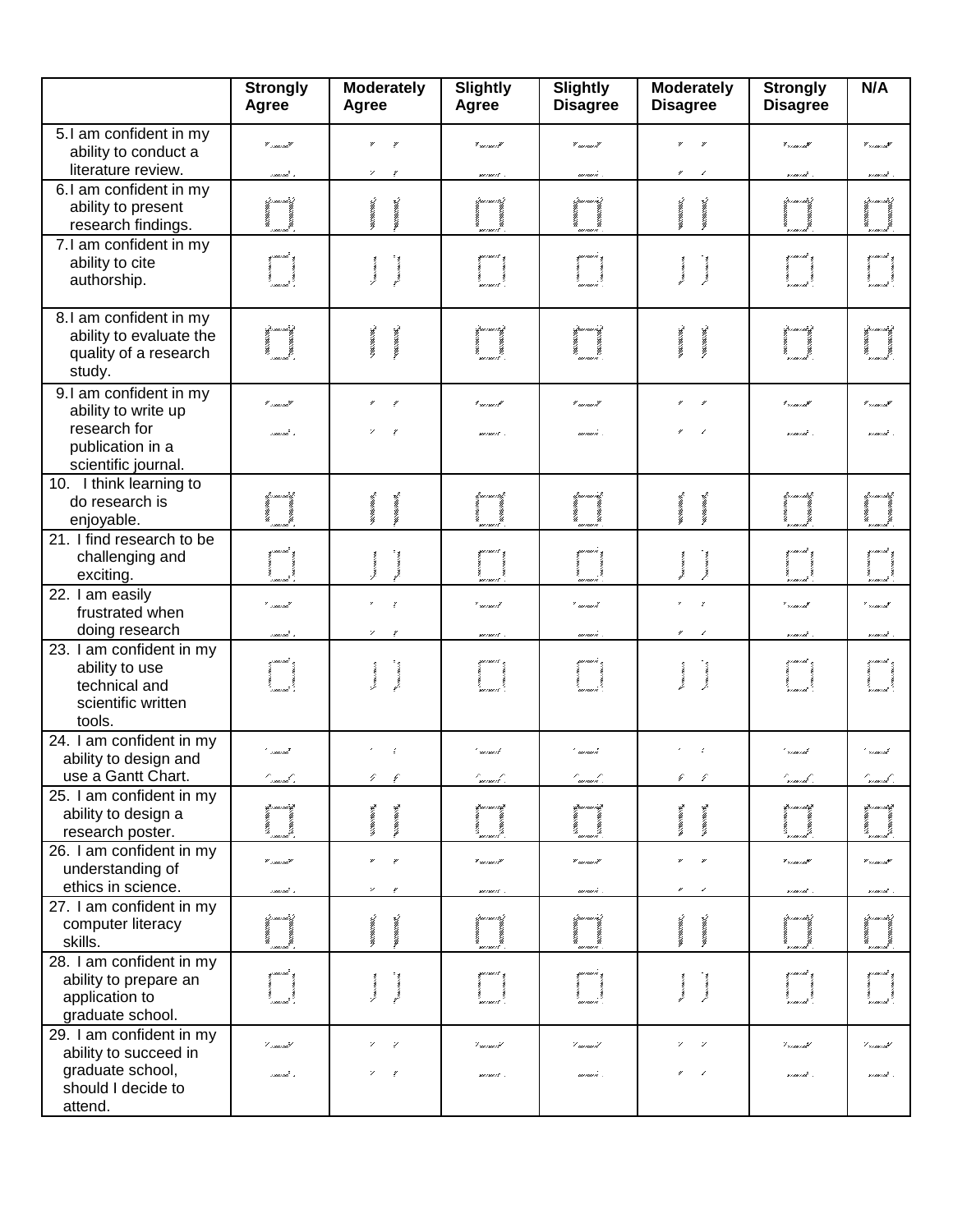| | Strongly Agree | Moderately Agree | Slightly Agree | Slightly Disagree | Moderately Disagree | Strongly Disagree | N/A |
|---|---|---|---|---|---|---|---|
| 5. I am confident in my ability to conduct a literature review. | | | | | | | |
| 6. I am confident in my ability to present research findings. | | | | | | | |
| 7. I am confident in my ability to cite authorship. | | | | | | | |
| 8. I am confident in my ability to evaluate the quality of a research study. | | | | | | | |
| 9. I am confident in my ability to write up research for publication in a scientific journal. | | | | | | | |
| 10. I think learning to do research is enjoyable. | | | | | | | |
| 21. I find research to be challenging and exciting. | | | | | | | |
| 22. I am easily frustrated when doing research | | | | | | | |
| 23. I am confident in my ability to use technical and scientific written tools. | | | | | | | |
| 24. I am confident in my ability to design and use a Gantt Chart. | | | | | | | |
| 25. I am confident in my ability to design a research poster. | | | | | | | |
| 26. I am confident in my understanding of ethics in science. | | | | | | | |
| 27. I am confident in my computer literacy skills. | | | | | | | |
| 28. I am confident in my ability to prepare an application to graduate school. | | | | | | | |
| 29. I am confident in my ability to succeed in graduate school, should I decide to attend. | | | | | | | |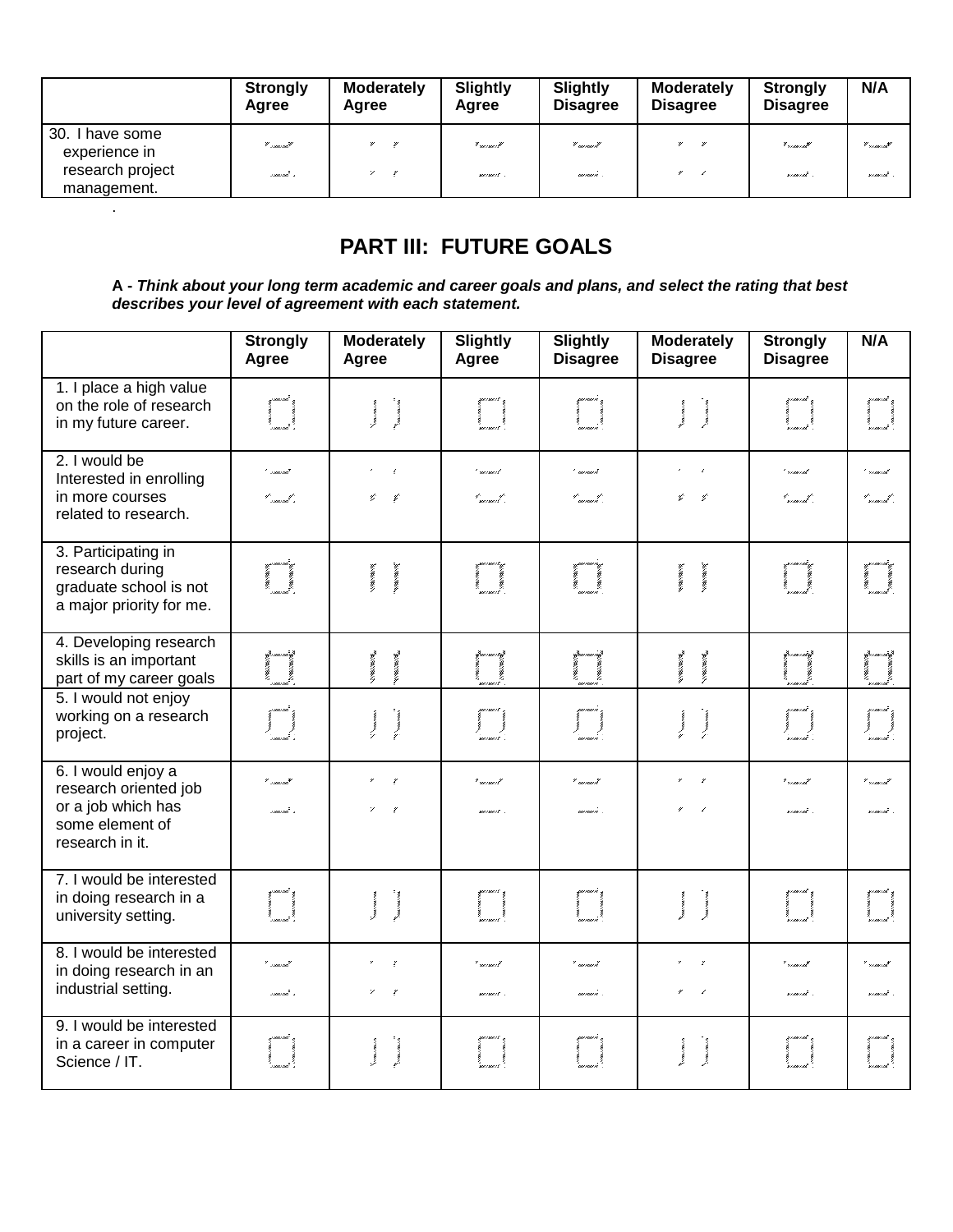| | Strongly Agree | Moderately Agree | Slightly Agree | Slightly Disagree | Moderately Disagree | Strongly Disagree | N/A |
|---|---|---|---|---|---|---|---|
| 30. I have some experience in research project management. | | | | | | | |

## PART III: FUTURE GOALS

**A -** ***Think about your long term academic and career goals and plans, and select the rating that best describes your level of agreement with each statement.***

| | Strongly Agree | Moderately Agree | Slightly Agree | Slightly Disagree | Moderately Disagree | Strongly Disagree | N/A |
|---|---|---|---|---|---|---|---|
| 1. I place a high value on the role of research in my future career. | | | | | | | |
| 2. I would be Interested in enrolling in more courses related to research. | | | | | | | |
| 3. Participating in research during graduate school is not a major priority for me. | | | | | | | |
| 4. Developing research skills is an important part of my career goals | | | | | | | |
| 5. I would not enjoy working on a research project. | | | | | | | |
| 6. I would enjoy a research oriented job or a job which has some element of research in it. | | | | | | | |
| 7. I would be interested in doing research in a university setting. | | | | | | | |
| 8. I would be interested in doing research in an industrial setting. | | | | | | | |
| 9. I would be interested in a career in computer Science / IT. | | | | | | | |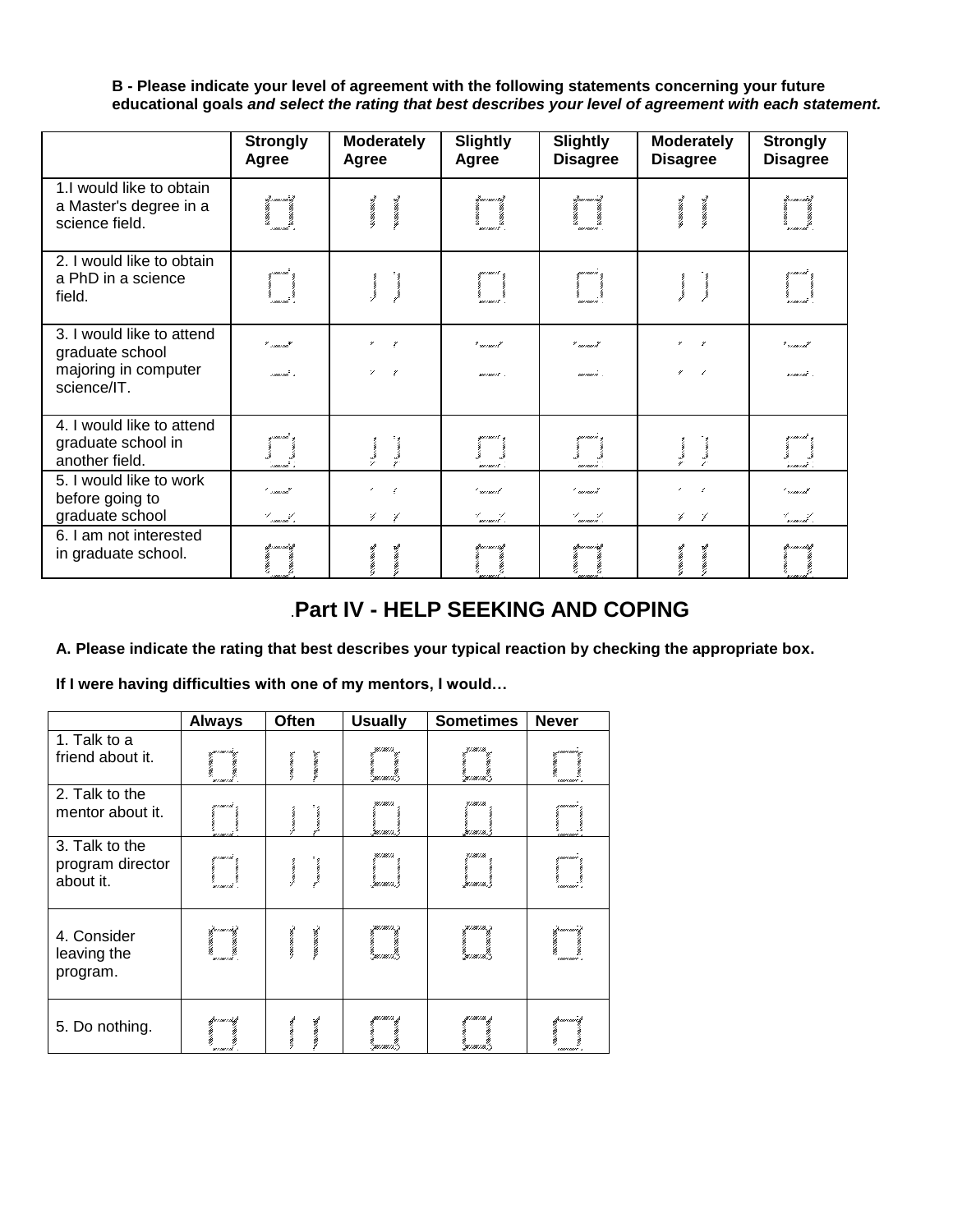**B - Please indicate your level of agreement with the following statements concerning your future educational goals *and select the rating that best describes your level of agreement with each statement.***

| | Strongly Agree | Moderately Agree | Slightly Agree | Slightly Disagree | Moderately Disagree | Strongly Disagree |
|---|---|---|---|---|---|---|
| 1.I would like to obtain a Master's degree in a science field. | | | | | | |
| 2. I would like to obtain a PhD in a science field. | | | | | | |
| 3. I would like to attend graduate school majoring in computer science/IT. | | | | | | |
| 4. I would like to attend graduate school in another field. | | | | | | |
| 5. I would like to work before going to graduate school | | | | | | |
| 6. I am not interested in graduate school. | | | | | | |

## Part IV - HELP SEEKING AND COPING

**A. Please indicate the rating that best describes your typical reaction by checking the appropriate box.**

**If I were having difficulties with one of my mentors, I would…**

| | Always | Often | Usually | Sometimes | Never |
|---|---|---|---|---|---|
| 1. Talk to a friend about it. | | | | | |
| 2. Talk to the mentor about it. | | | | | |
| 3. Talk to the program director about it. | | | | | |
| 4. Consider leaving the program. | | | | | |
| 5. Do nothing. | | | | | |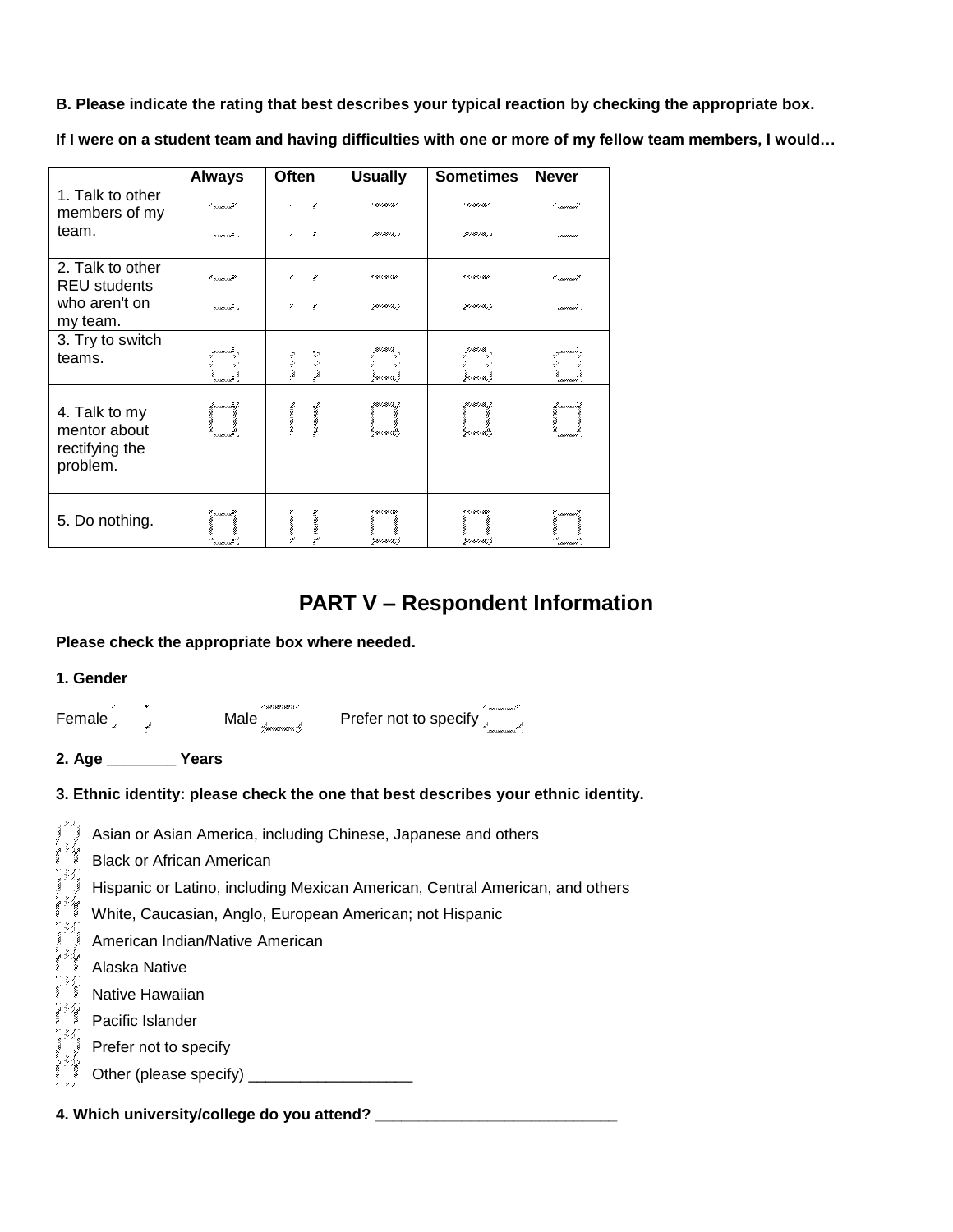**B. Please indicate the rating that best describes your typical reaction by checking the appropriate box.**

**If I were on a student team and having difficulties with one or more of my fellow team members, I would…**

| | Always | Often | Usually | Sometimes | Never |
|---|---|---|---|---|---|
| 1. Talk to other members of my team. | ☐ | ☐ | ☐ | ☐ | ☐ |
| 2. Talk to other REU students who aren't on my team. | ☐ | ☐ | ☐ | ☐ | ☐ |
| 3. Try to switch teams. | ☐ | ☐ | ☐ | ☐ | ☐ |
| 4. Talk to my mentor about rectifying the problem. | ☐ | ☐ | ☐ | ☐ | ☐ |
| 5. Do nothing. | ☐ | ☐ | ☐ | ☐ | ☐ |

## PART V – Respondent Information

**Please check the appropriate box where needed.**

**1. Gender**

Female ☐ Male ☐ Prefer not to specify ☐

**2. Age ________ Years**

**3. Ethnic identity: please check the one that best describes your ethnic identity.**

- ☐ Asian or Asian America, including Chinese, Japanese and others
- ☐ Black or African American
- ☐ Hispanic or Latino, including Mexican American, Central American, and others
- ☐ White, Caucasian, Anglo, European American; not Hispanic
- ☐ American Indian/Native American
- ☐ Alaska Native
- ☐ Native Hawaiian
- ☐ Pacific Islander
- ☐ Prefer not to specify
- ☐ Other (please specify) ___________________

**4. Which university/college do you attend? ____________________________**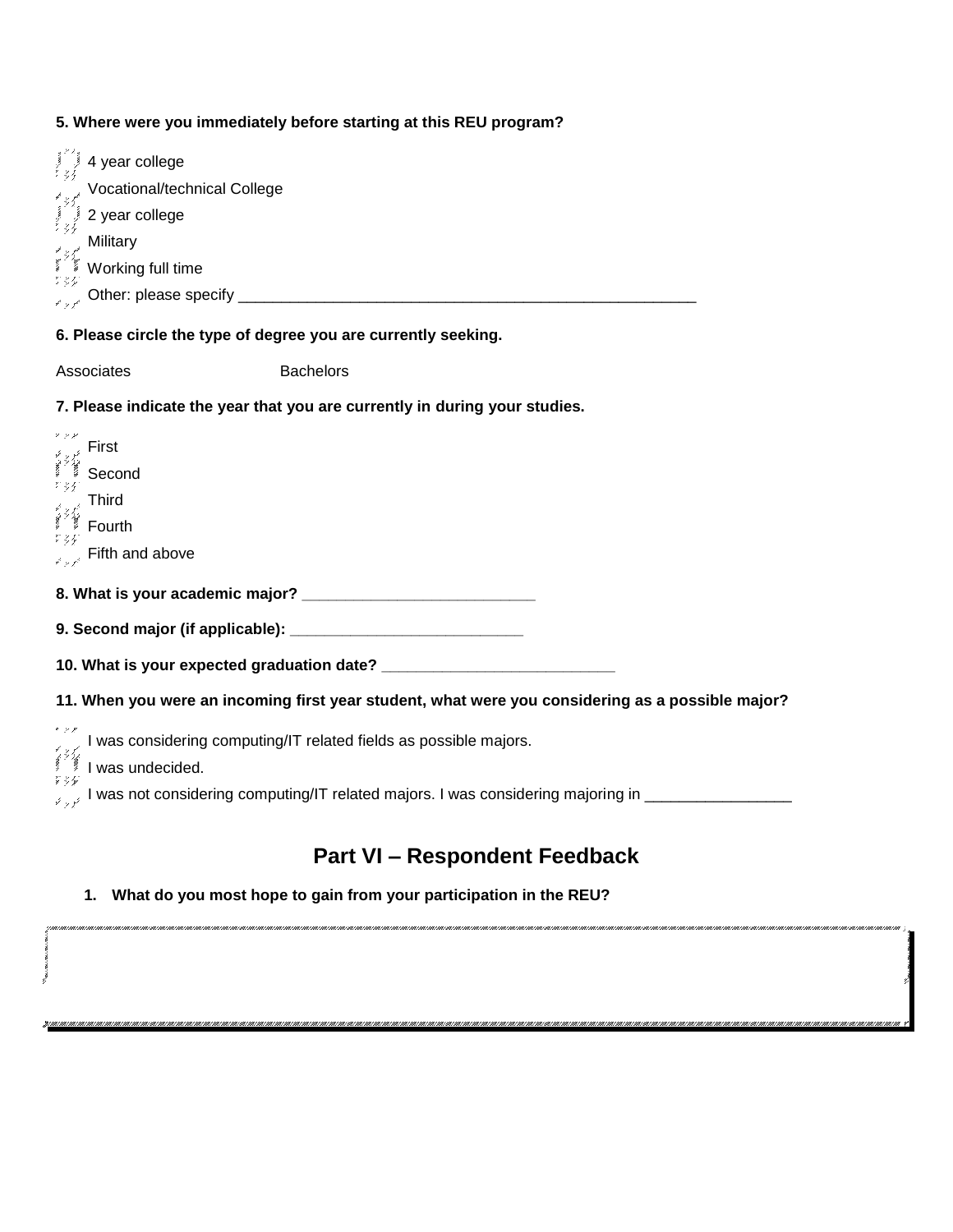**5. Where were you immediately before starting at this REU program?**

- 4 year college
- Vocational/technical College
- 2 year college
- Military
- Working full time
- Other: please specify _______________________________________________________

**6. Please circle the type of degree you are currently seeking.**

Associates Bachelors

**7. Please indicate the year that you are currently in during your studies.**

- First
- Second
- Third
- Fourth
- Fifth and above

**8. What is your academic major? ___________________________**

**9. Second major (if applicable): ___________________________**

**10. What is your expected graduation date? ___________________________**

**11. When you were an incoming first year student, what were you considering as a possible major?**

- I was considering computing/IT related fields as possible majors.
- I was undecided.
- I was not considering computing/IT related majors. I was considering majoring in _________________

## Part VI – Respondent Feedback

1. **What do you most hope to gain from your participation in the REU?**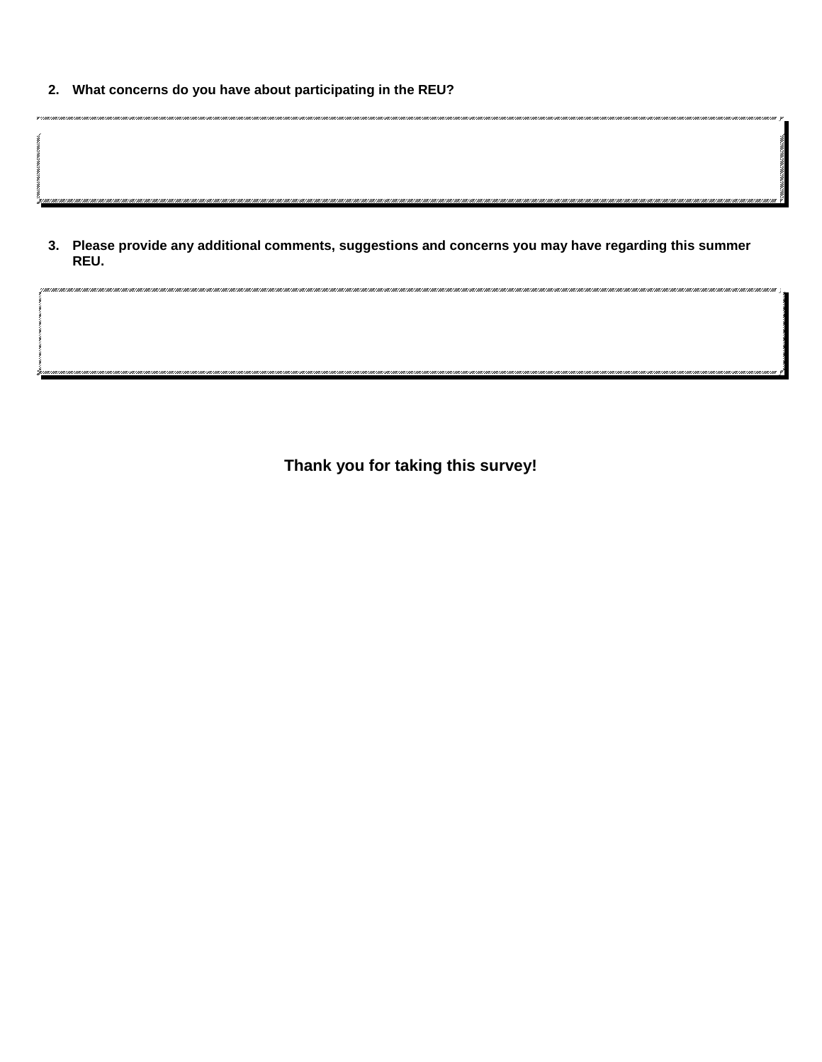2. **What concerns do you have about participating in the REU?**

3. **Please provide any additional comments, suggestions and concerns you may have regarding this summer REU.**

**Thank you for taking this survey!**